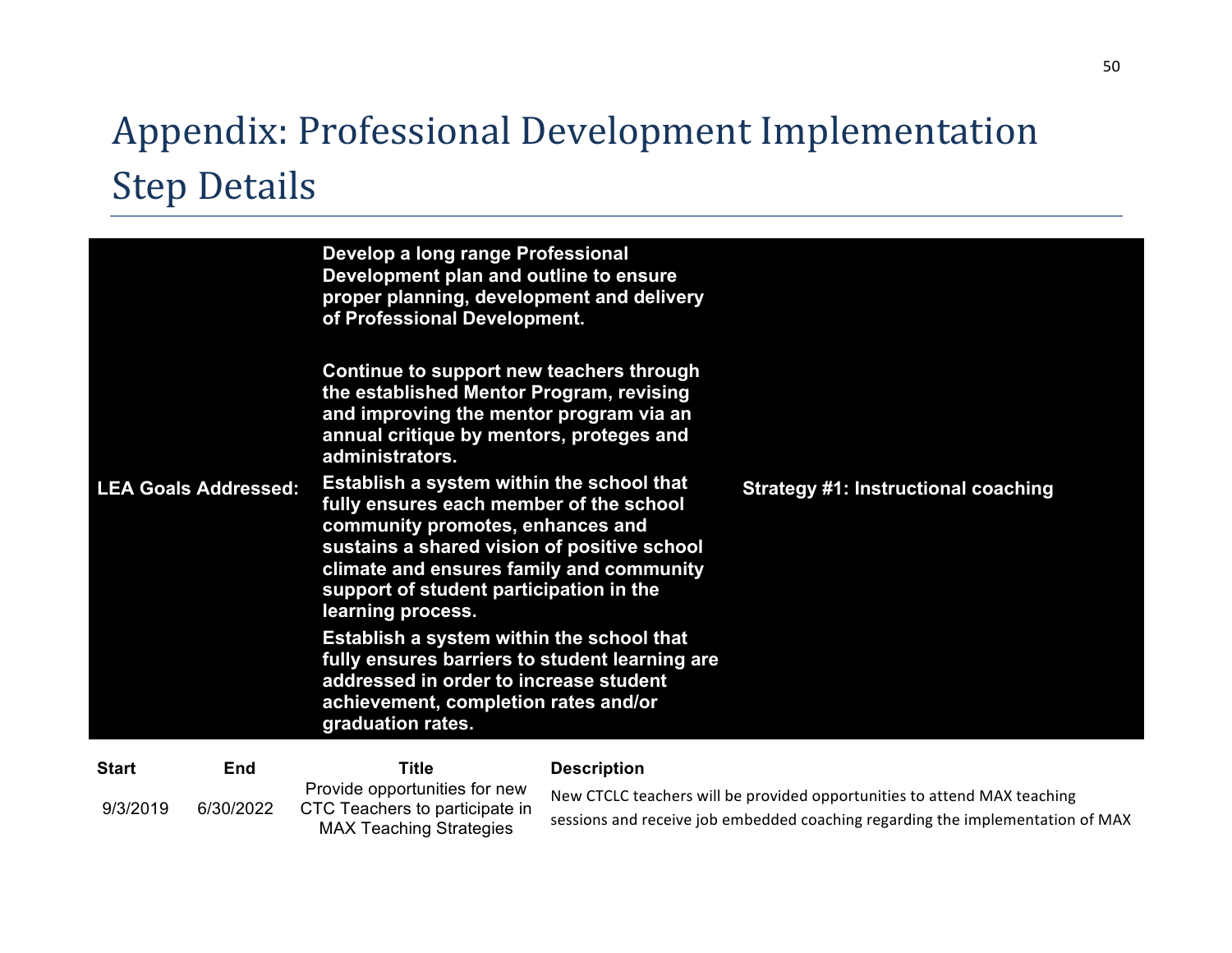# Appendix: Professional Development Implementation Step Details

| LEA Goals Addressed: | Develop a long range Professional Development plan and outline to ensure proper planning, development and delivery of Professional Development.<br><br>Continue to support new teachers through the established Mentor Program, revising and improving the mentor program via an annual critique by mentors, proteges and administrators.<br><br>Establish a system within the school that fully ensures each member of the school community promotes, enhances and sustains a shared vision of positive school climate and ensures family and community support of student participation in the learning process.<br><br>Establish a system within the school that fully ensures barriers to student learning are addressed in order to increase student achievement, completion rates and/or graduation rates. | Strategy #1: Instructional coaching |
|---|---|---|

| Start | End | Title | Description |
|---|---|---|---|
| 9/3/2019 | 6/30/2022 | Provide opportunities for new CTC Teachers to participate in MAX Teaching Strategies | New CTCLC teachers will be provided opportunities to attend MAX teaching sessions and receive job embedded coaching regarding the implementation of MAX |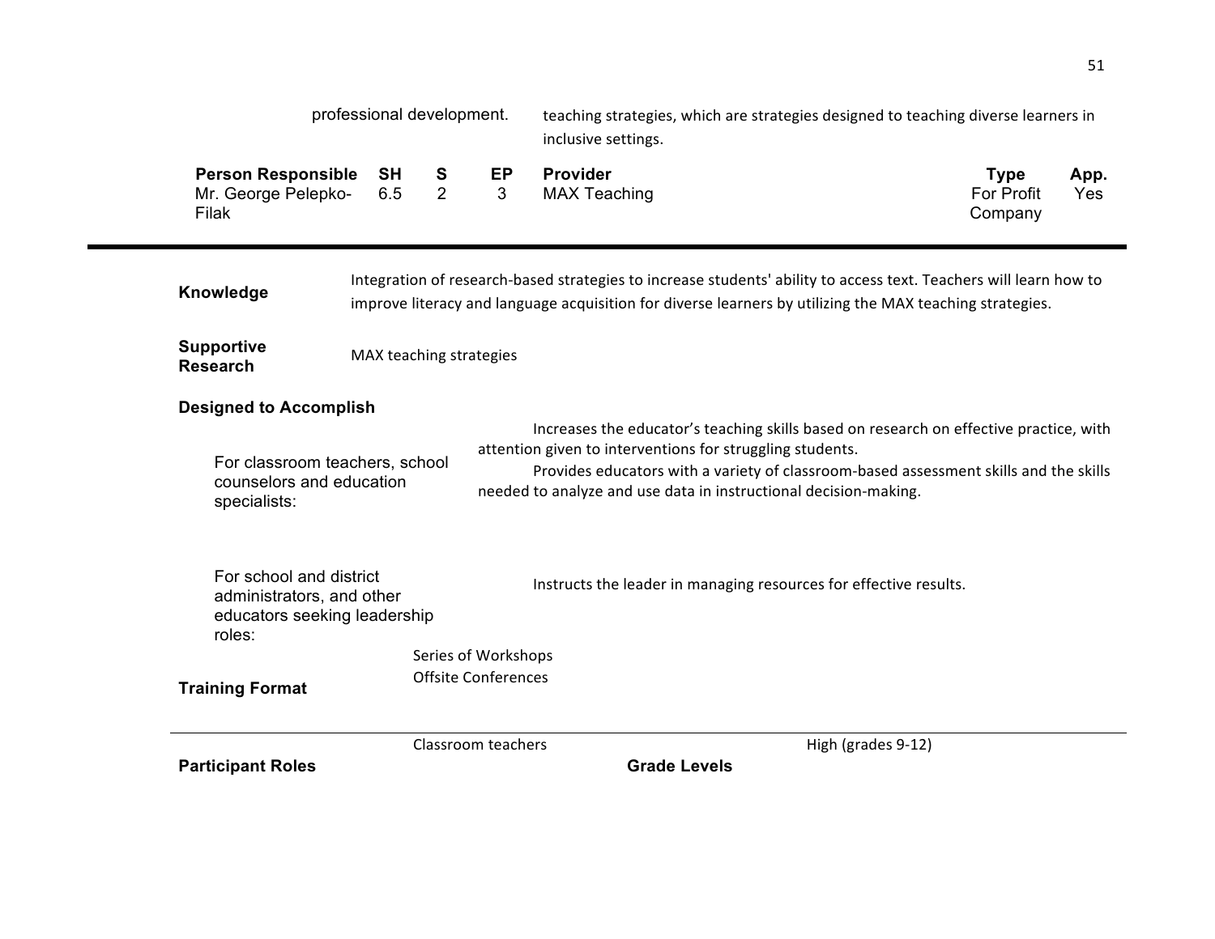| | | | | | | |
|---|---|---|---|---|---|---|
| professional development. | | | | teaching strategies, which are strategies designed to teaching diverse learners in inclusive settings. | | |
| **Person Responsible** | **SH** | **S** | **EP** | **Provider** | **Type** | **App.** |
| Mr. George Pelepko-Filak | 6.5 | 2 | 3 | MAX Teaching | For Profit Company | Yes |

---

**Knowledge**

Integration of research-based strategies to increase students' ability to access text. Teachers will learn how to improve literacy and language acquisition for diverse learners by utilizing the MAX teaching strategies.

**Supportive Research**

MAX teaching strategies

**Designed to Accomplish**

For classroom teachers, school counselors and education specialists:

Increases the educator's teaching skills based on research on effective practice, with attention given to interventions for struggling students.

Provides educators with a variety of classroom-based assessment skills and the skills needed to analyze and use data in instructional decision-making.

For school and district administrators, and other educators seeking leadership roles:

Instructs the leader in managing resources for effective results.

**Training Format**

Series of Workshops
Offsite Conferences

---

**Participant Roles**

Classroom teachers

**Grade Levels**

High (grades 9-12)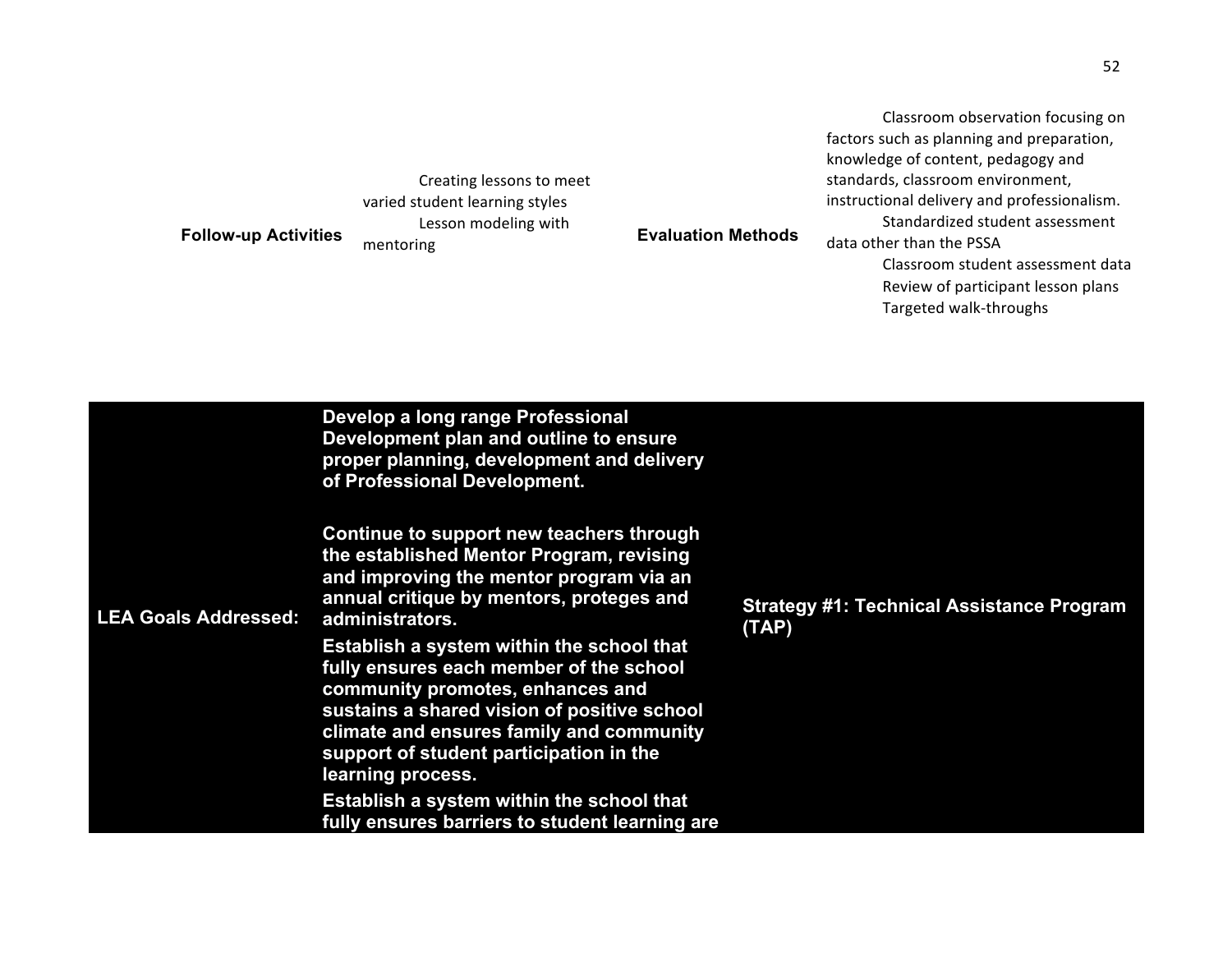| Follow-up Activities | Creating lessons to meet varied student learning styles<br>Lesson modeling with mentoring | Evaluation Methods | Classroom observation focusing on factors such as planning and preparation, knowledge of content, pedagogy and standards, classroom environment, instructional delivery and professionalism.<br>Standardized student assessment data other than the PSSA<br>Classroom student assessment data<br>Review of participant lesson plans<br>Targeted walk-throughs |
|---|---|---|---|

| **LEA Goals Addressed:** | **Develop a long range Professional Development plan and outline to ensure proper planning, development and delivery of Professional Development.**<br><br>**Continue to support new teachers through the established Mentor Program, revising and improving the mentor program via an annual critique by mentors, proteges and administrators.**<br>**Establish a system within the school that fully ensures each member of the school community promotes, enhances and sustains a shared vision of positive school climate and ensures family and community support of student participation in the learning process.**<br>**Establish a system within the school that fully ensures barriers to student learning are** | **Strategy #1: Technical Assistance Program (TAP)** |
|---|---|---|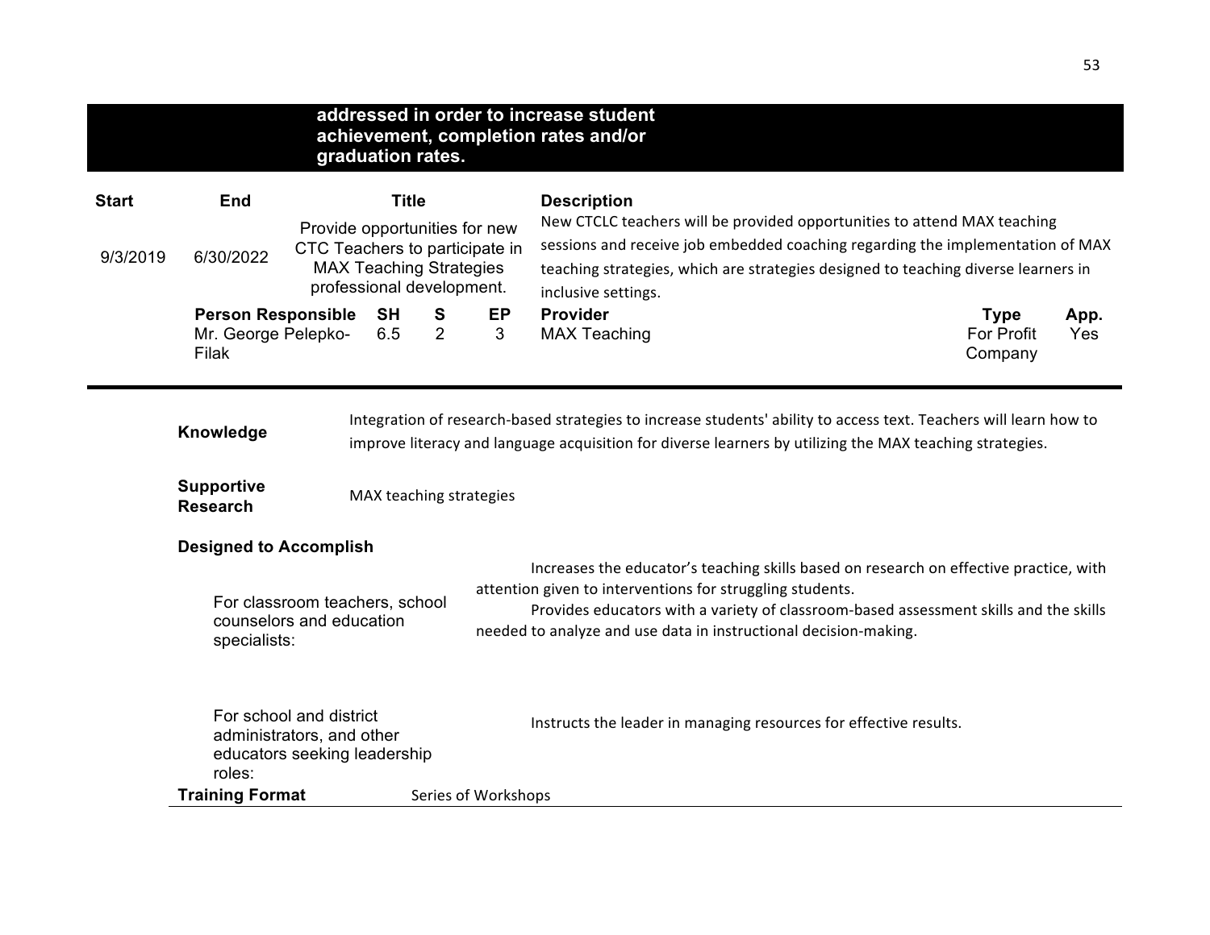**addressed in order to increase student achievement, completion rates and/or graduation rates.**

| Start | End | Title | Description |
|---|---|---|---|
| 9/3/2019 | 6/30/2022 | Provide opportunities for new CTC Teachers to participate in MAX Teaching Strategies professional development. | New CTCLC teachers will be provided opportunities to attend MAX teaching sessions and receive job embedded coaching regarding the implementation of MAX teaching strategies, which are strategies designed to teaching diverse learners in inclusive settings. |

| Person Responsible | SH | S | EP | Provider | Type | App. |
|---|---|---|---|---|---|---|
| Mr. George Pelepko-Filak | 6.5 | 2 | 3 | MAX Teaching | For Profit Company | Yes |

**Knowledge** Integration of research-based strategies to increase students' ability to access text. Teachers will learn how to improve literacy and language acquisition for diverse learners by utilizing the MAX teaching strategies.

**Supportive Research** MAX teaching strategies

**Designed to Accomplish**

For classroom teachers, school counselors and education specialists:

Increases the educator's teaching skills based on research on effective practice, with attention given to interventions for struggling students.

Provides educators with a variety of classroom-based assessment skills and the skills needed to analyze and use data in instructional decision-making.

For school and district administrators, and other educators seeking leadership roles:

Instructs the leader in managing resources for effective results.

**Training Format** Series of Workshops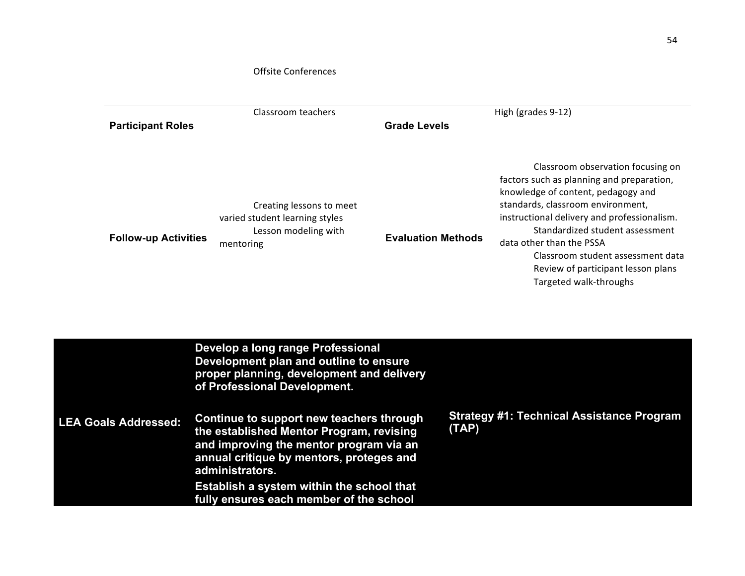Offsite Conferences

| | | | |
|---|---|---|---|
| **Participant Roles** | Classroom teachers | **Grade Levels** | High (grades 9-12) |
| **Follow-up Activities** | Creating lessons to meet varied student learning styles<br>Lesson modeling with mentoring | **Evaluation Methods** | Classroom observation focusing on factors such as planning and preparation, knowledge of content, pedagogy and standards, classroom environment, instructional delivery and professionalism.<br>Standardized student assessment data other than the PSSA<br>Classroom student assessment data<br>Review of participant lesson plans<br>Targeted walk-throughs |

| | | |
|---|---|---|
| **LEA Goals Addressed:** | **Develop a long range Professional Development plan and outline to ensure proper planning, development and delivery of Professional Development.**<br>**Continue to support new teachers through the established Mentor Program, revising and improving the mentor program via an annual critique by mentors, proteges and administrators.**<br>**Establish a system within the school that fully ensures each member of the school** | **Strategy #1: Technical Assistance Program (TAP)** |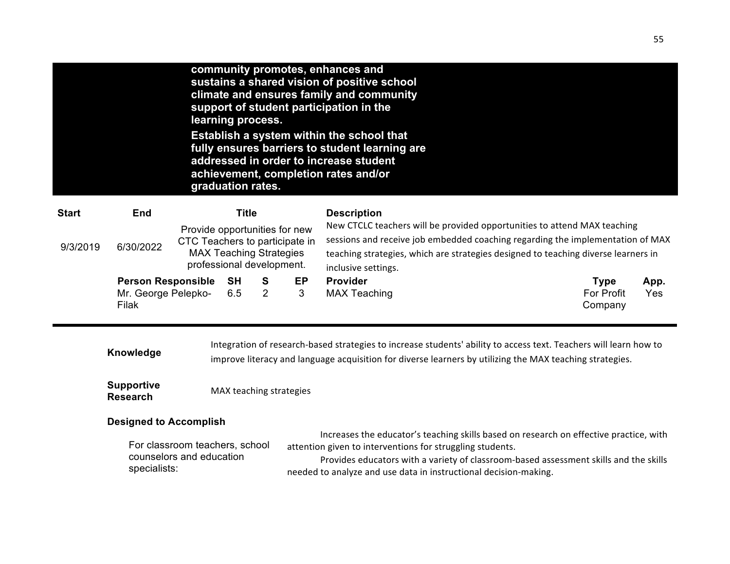**community promotes, enhances and sustains a shared vision of positive school climate and ensures family and community support of student participation in the learning process.**

**Establish a system within the school that fully ensures barriers to student learning are addressed in order to increase student achievement, completion rates and/or graduation rates.**

| Start | End | Title | Description |
|---|---|---|---|
| 9/3/2019 | 6/30/2022 | Provide opportunities for new CTC Teachers to participate in MAX Teaching Strategies professional development. | New CTCLC teachers will be provided opportunities to attend MAX teaching sessions and receive job embedded coaching regarding the implementation of MAX teaching strategies, which are strategies designed to teaching diverse learners in inclusive settings. |

| Person Responsible | SH | S | EP | Provider | Type | App. |
|---|---|---|---|---|---|---|
| Mr. George Pelepko-Filak | 6.5 | 2 | 3 | MAX Teaching | For Profit Company | Yes |

**Knowledge**

Integration of research-based strategies to increase students' ability to access text. Teachers will learn how to improve literacy and language acquisition for diverse learners by utilizing the MAX teaching strategies.

**Supportive Research**

MAX teaching strategies

**Designed to Accomplish**

For classroom teachers, school counselors and education specialists:

Increases the educator's teaching skills based on research on effective practice, with attention given to interventions for struggling students.

Provides educators with a variety of classroom-based assessment skills and the skills needed to analyze and use data in instructional decision-making.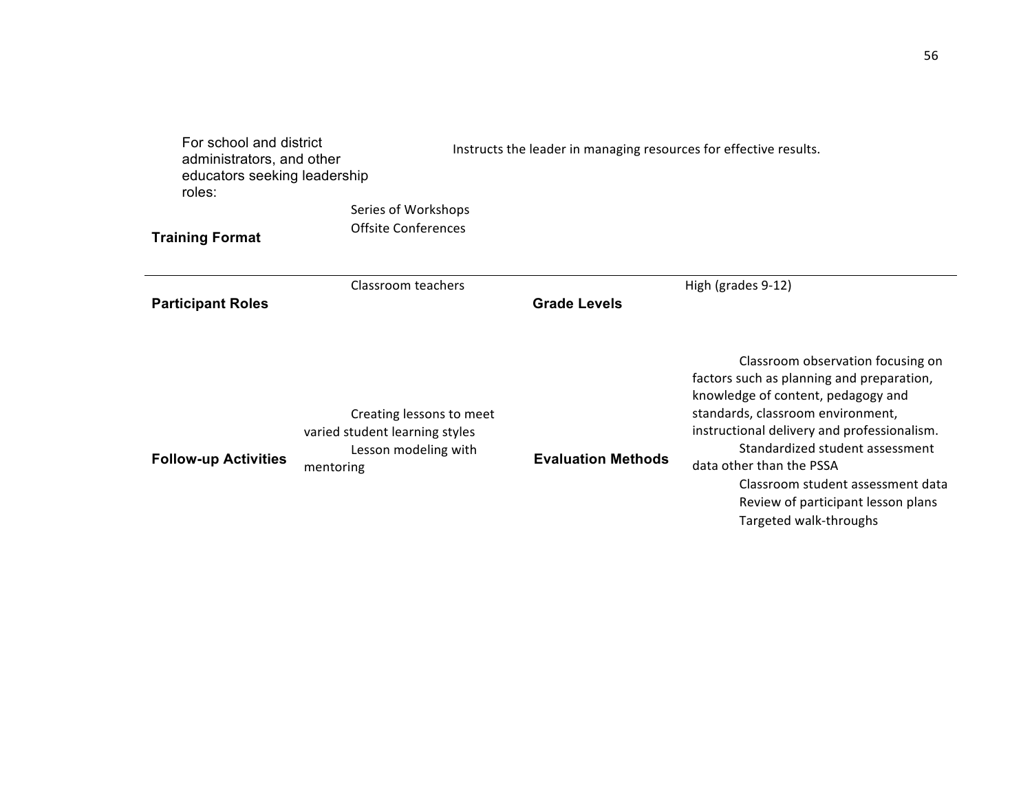| | | | |
|---|---|---|---|
| For school and district administrators, and other educators seeking leadership roles: | Instructs the leader in managing resources for effective results. | | |
| **Training Format** | Series of Workshops<br>Offsite Conferences | | |
| **Participant Roles** | Classroom teachers | **Grade Levels** | High (grades 9-12) |
| **Follow-up Activities** | Creating lessons to meet varied student learning styles<br>Lesson modeling with mentoring | **Evaluation Methods** | Classroom observation focusing on factors such as planning and preparation, knowledge of content, pedagogy and standards, classroom environment, instructional delivery and professionalism.<br>Standardized student assessment data other than the PSSA<br>Classroom student assessment data<br>Review of participant lesson plans<br>Targeted walk-throughs |